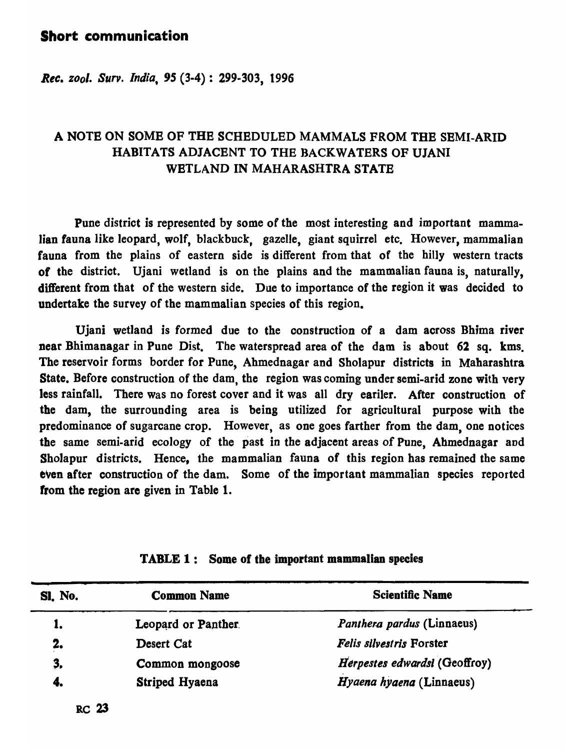## Short communication

*Rec. zool. Surv. India*, 95 (3-4) : 299-303, 1996

# A NOTE ON SOME OF THE SCHEDULED MAMMALS FROM THE SEMI-ARID HABITATS ADJACENT TO THE BACKWATERS OF UJANI WETLAND IN MAHARASHTRA STATE

Pune district is represented by some of the most interesting and important mammalian fauna like leopard, wolf, blackbuck, gazelle, giant squirrel etc. However, mammalian fauna from the plains of eastern side is different from that of the hilly western tracts of the district. Ujani wetland is on the plains and the mammalian fauna is, naturally, different from that of the western side. Due to importance of the region it was decided to undertake the survey of the mammalian species of this region.

Ujani wetland is formed due to the construction of a dam across Bhima river near Bhimanagar in Pune Dist. The waterspread area of the dam is about 62 sq. kms. The reservoir forms border for Pune, Ahmednagar and Sholapur districts in Maharashtra State. Before construction of the dam, the region was coming under semi-arid zone with very less rainfall. There was no forest cover and it was all dry eariler. After construction of the dam, the surrounding area is being utilized for agricultural purpose with the predominance of sugarcane crop. However, as one goes farther from the dam, one notices the same semi-arid ecology of the past in the adjacent areas of Pune, Ahmednagar and Sholapur districts. Hence, the mammalian fauna of this region has remained the same even after construction of the dam. Some of the important mammalian species reported from the region are given in Table 1.

**TABLE 1 : Some of the important mammalian species**

| Sl. No. | Common Name | Scientific Name |
|---|---|---|
| 1. | Leopard or Panther | *Panthera pardus* (Linnaeus) |
| 2. | Desert Cat | *Felis silvestris* Forster |
| 3. | Common mongoose | *Herpestes edwardsi* (Geoffroy) |
| 4. | Striped Hyaena | *Hyaena hyaena* (Linnaeus) |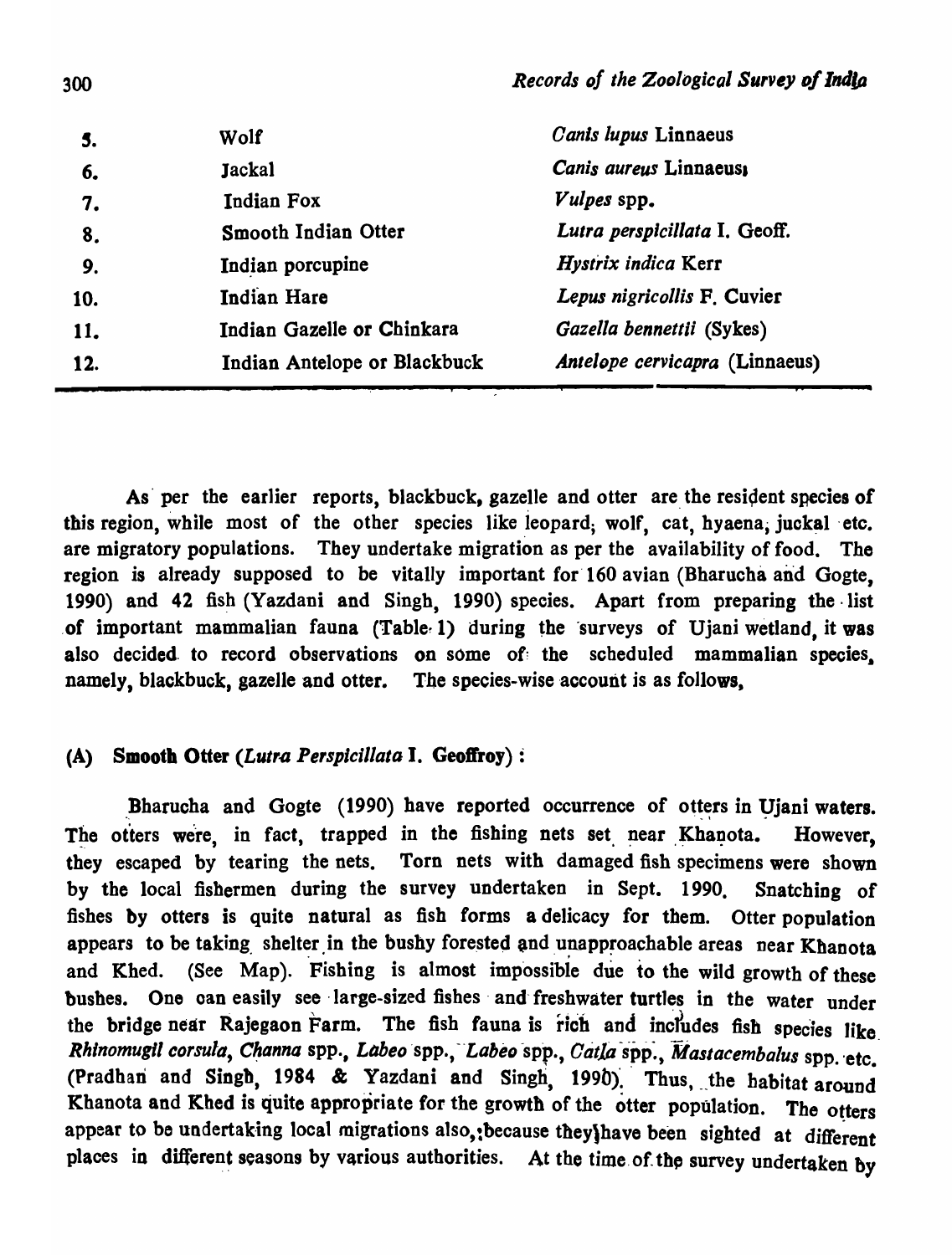| | | |
|---|---|---|
| 5. | Wolf | *Canis lupus* Linnaeus |
| 6. | Jackal | *Canis aureus* Linnaeus; |
| 7. | Indian Fox | *Vulpes* spp. |
| 8. | Smooth Indian Otter | *Lutra perspicillata* I. Geoff. |
| 9. | Indian porcupine | *Hystrix indica* Kerr |
| 10. | Indian Hare | *Lepus nigricollis* F. Cuvier |
| 11. | Indian Gazelle or Chinkara | *Gazella bennettii* (Sykes) |
| 12. | Indian Antelope or Blackbuck | *Antelope cervicapra* (Linnaeus) |

As per the earlier reports, blackbuck, gazelle and otter are the resident species of this region, while most of the other species like leopard, wolf, cat, hyaena, juckal etc. are migratory populations. They undertake migration as per the availability of food. The region is already supposed to be vitally important for 160 avian (Bharucha and Gogte, 1990) and 42 fish (Yazdani and Singh, 1990) species. Apart from preparing the list of important mammalian fauna (Table 1) during the surveys of Ujani wetland, it was also decided to record observations on some of the scheduled mammalian species, namely, blackbuck, gazelle and otter. The species-wise account is as follows,

### (A) Smooth Otter (*Lutra Perspicillata* I. Geoffroy) :

Bharucha and Gogte (1990) have reported occurrence of otters in Ujani waters. The otters were, in fact, trapped in the fishing nets set near Khanota. However, they escaped by tearing the nets. Torn nets with damaged fish specimens were shown by the local fishermen during the survey undertaken in Sept. 1990. Snatching of fishes by otters is quite natural as fish forms a delicacy for them. Otter population appears to be taking shelter in the bushy forested and unapproachable areas near Khanota and Khed. (See Map). Fishing is almost impossible due to the wild growth of these bushes. One can easily see large-sized fishes and freshwater turtles in the water under the bridge near Rajegaon Farm. The fish fauna is rich and includes fish species like *Rhinomugil corsula*, *Channa* spp., *Labeo* spp., *Labeo* spp., *Catla* spp., *Mastacembalus* spp. etc. (Pradhan and Singh, 1984 & Yazdani and Singh, 1990). Thus, the habitat around Khanota and Khed is quite appropriate for the growth of the otter population. The otters appear to be undertaking local migrations also, because they have been sighted at different places in different seasons by various authorities. At the time of the survey undertaken by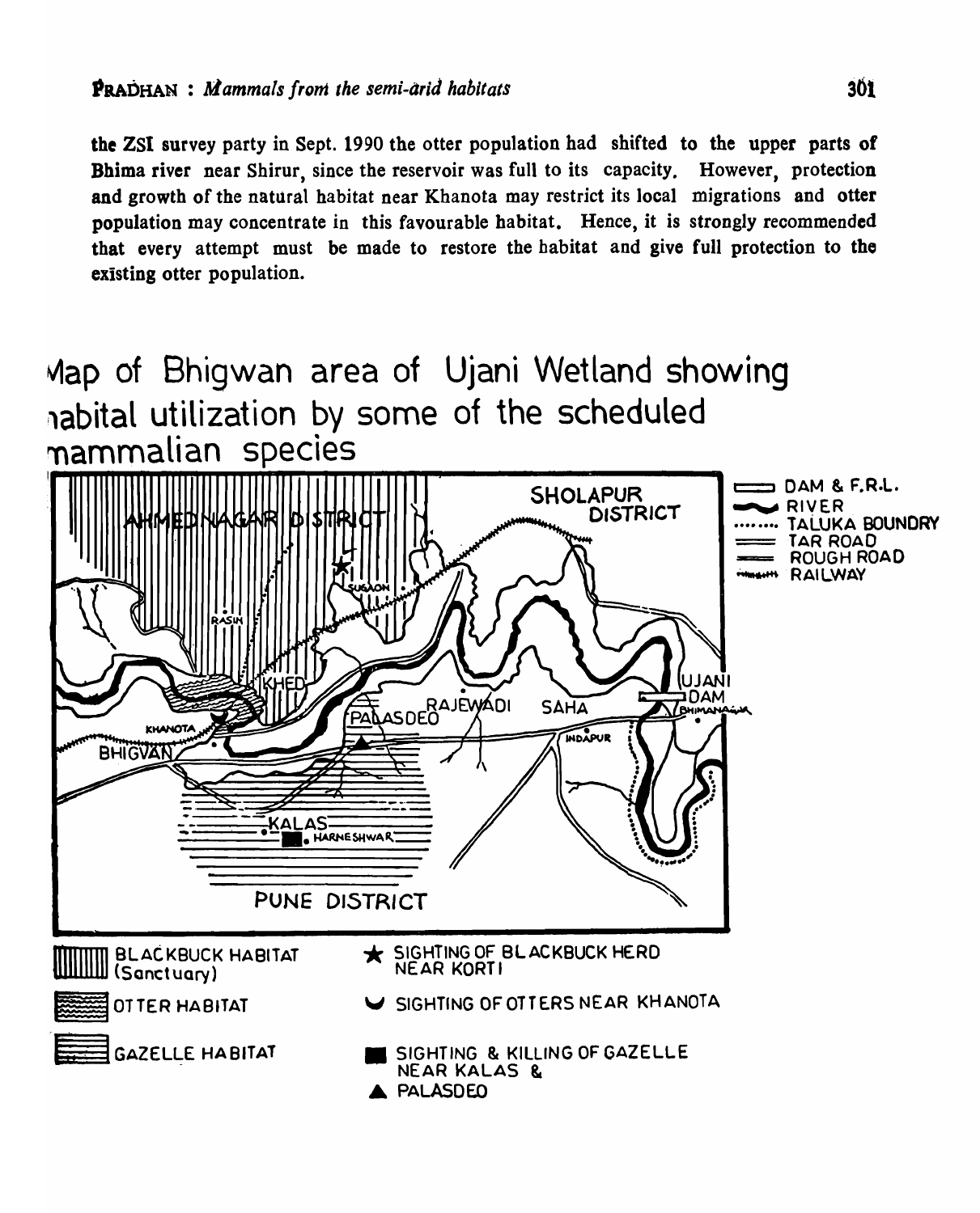the ZSI survey party in Sept. 1990 the otter population had shifted to the upper parts of Bhima river near Shirur, since the reservoir was full to its capacity. However, protection and growth of the natural habitat near Khanota may restrict its local migrations and otter population may concentrate in this favourable habitat. Hence, it is strongly recommended that every attempt must be made to restore the habitat and give full protection to the existing otter population.

Map of Bhigwan area of Ujani Wetland showing habital utilization by some of the scheduled mammalian species

DAM & F.R.L.
RIVER
TALUKA BOUNDRY
TAR ROAD
ROUGH ROAD
RAILWAY

AHMEDNAGAR DISTRICT
SHOLAPUR DISTRICT
SUGAON
RASIN
KHED
KHANOTA
BHIGVAN
PALASDEO
RAJEWADI
SAHA
INDAPUR
UJANI DAM
BHIMANAGAR
KALAS
HARNESHWAR
PUNE DISTRICT

BLACKBUCK HABITAT (Sanctuary)
OTTER HABITAT
GAZELLE HABITAT
★ SIGHTING OF BLACKBUCK HERD NEAR KORTI
SIGHTING OF OTTERS NEAR KHANOTA
■ SIGHTING & KILLING OF GAZELLE NEAR KALAS &
▲ PALASDEO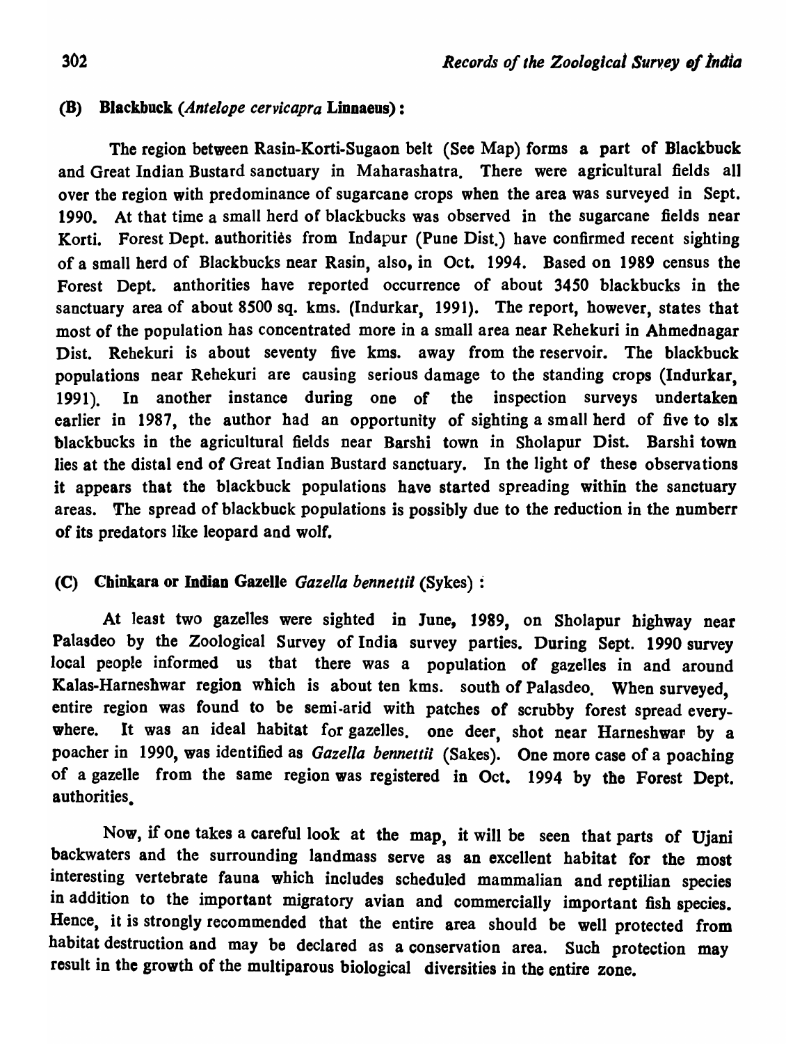### (B) Blackbuck (*Antelope cervicapra* Linnaeus):

The region between Rasin-Korti-Sugaon belt (See Map) forms a part of Blackbuck and Great Indian Bustard sanctuary in Maharashatra. There were agricultural fields all over the region with predominance of sugarcane crops when the area was surveyed in Sept. 1990. At that time a small herd of blackbucks was observed in the sugarcane fields near Korti. Forest Dept. authorities from Indapur (Pune Dist.) have confirmed recent sighting of a small herd of Blackbucks near Rasin, also, in Oct. 1994. Based on 1989 census the Forest Dept. anthorities have reported occurrence of about 3450 blackbucks in the sanctuary area of about 8500 sq. kms. (Indurkar, 1991). The report, however, states that most of the population has concentrated more in a small area near Rehekuri in Ahmednagar Dist. Rehekuri is about seventy five kms. away from the reservoir. The blackbuck populations near Rehekuri are causing serious damage to the standing crops (Indurkar, 1991). In another instance during one of the inspection surveys undertaken earlier in 1987, the author had an opportunity of sighting a small herd of five to six blackbucks in the agricultural fields near Barshi town in Sholapur Dist. Barshi town lies at the distal end of Great Indian Bustard sanctuary. In the light of these observations it appears that the blackbuck populations have started spreading within the sanctuary areas. The spread of blackbuck populations is possibly due to the reduction in the numberr of its predators like leopard and wolf.

### (C) Chinkara or Indian Gazelle *Gazella bennettii* (Sykes):

At least two gazelles were sighted in June, 1989, on Sholapur highway near Palasdeo by the Zoological Survey of India survey parties. During Sept. 1990 survey local people informed us that there was a population of gazelles in and around Kalas-Harneshwar region which is about ten kms. south of Palasdeo. When surveyed, entire region was found to be semi-arid with patches of scrubby forest spread everywhere. It was an ideal habitat for gazelles. one deer, shot near Harneshwar by a poacher in 1990, was identified as *Gazella bennettii* (Sakes). One more case of a poaching of a gazelle from the same region was registered in Oct. 1994 by the Forest Dept. authorities.

Now, if one takes a careful look at the map, it will be seen that parts of Ujani backwaters and the surrounding landmass serve as an excellent habitat for the most interesting vertebrate fauna which includes scheduled mammalian and reptilian species in addition to the important migratory avian and commercially important fish species. Hence, it is strongly recommended that the entire area should be well protected from habitat destruction and may be declared as a conservation area. Such protection may result in the growth of the multiparous biological diversities in the entire zone.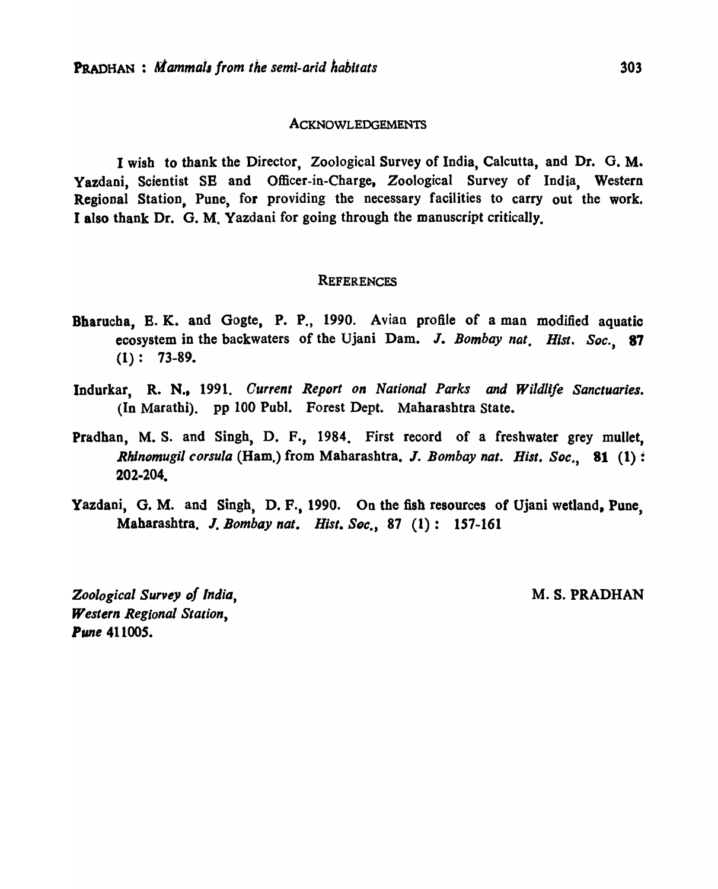## ACKNOWLEDGEMENTS

I wish to thank the Director, Zoological Survey of India, Calcutta, and Dr. G. M. Yazdani, Scientist SE and Officer-in-Charge, Zoological Survey of India, Western Regional Station, Pune, for providing the necessary facilities to carry out the work. I also thank Dr. G. M. Yazdani for going through the manuscript critically.

## REFERENCES

**Bharucha, E. K. and Gogte, P. P., 1990.** Avian profile of a man modified aquatic ecosystem in the backwaters of the Ujani Dam. *J. Bombay nat. Hist. Soc.*, **87** (1): 73-89.

**Indurkar, R. N., 1991.** *Current Report on National Parks and Wildlife Sanctuaries.* (In Marathi). pp 100 Publ. Forest Dept. Maharashtra State.

**Pradhan, M. S. and Singh, D. F., 1984.** First record of a freshwater grey mullet, *Rhinomugil corsula* (Ham.) from Maharashtra. *J. Bombay nat. Hist. Soc.*, **81** (1): 202-204.

**Yazdani, G. M. and Singh, D. F., 1990.** On the fish resources of Ujani wetland, Pune, Maharashtra. *J. Bombay nat. Hist. Soc.*, 87 (1): 157-161

*Zoological Survey of India,*
*Western Regional Station,*
*Pune* 411005.

M. S. PRADHAN